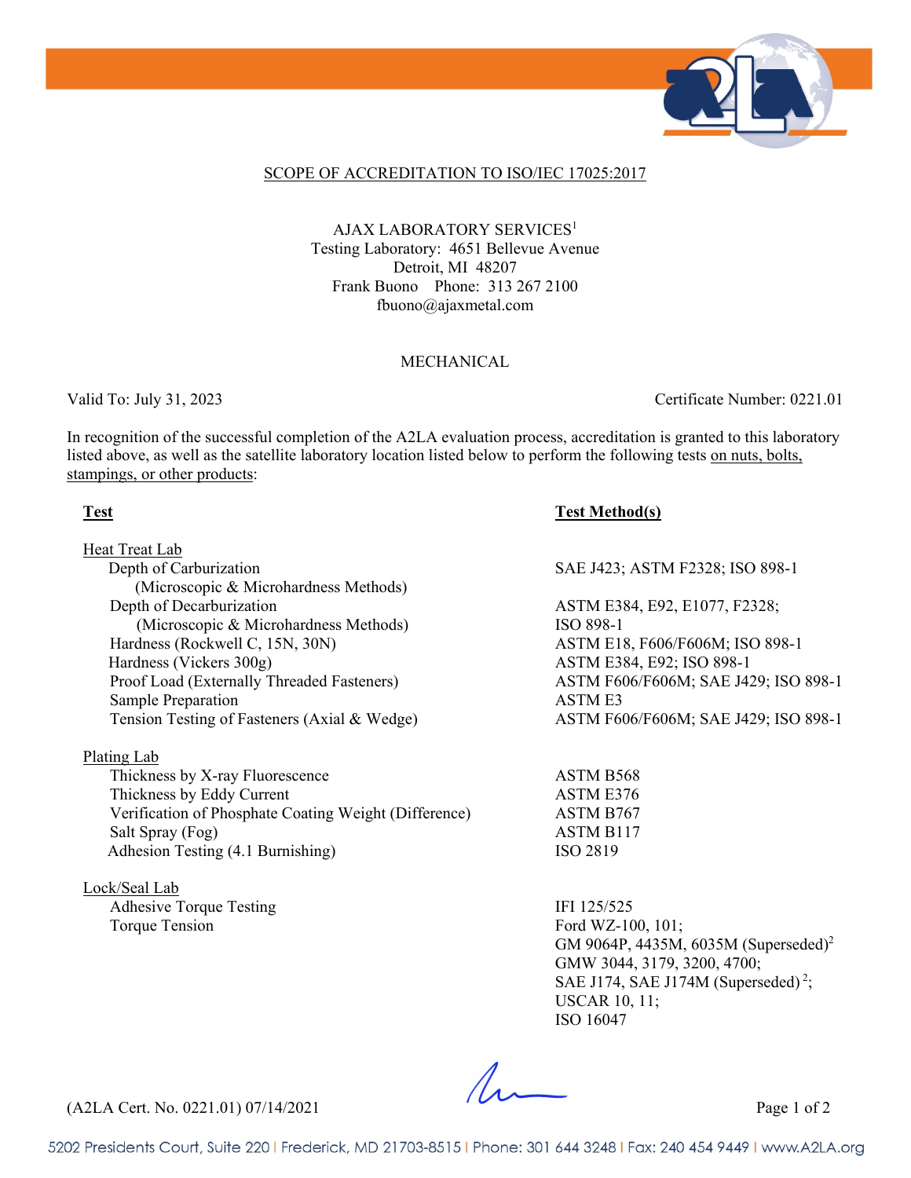## SCOPE OF ACCREDITATION TO ISO/IEC 17025:2017

AJAX LABORATORY SERVICES[1]
Testing Laboratory: 4651 Bellevue Avenue
Detroit, MI 48207
Frank Buono Phone: 313 267 2100
fbuono@ajaxmetal.com

MECHANICAL

Valid To: July 31, 2023 Certificate Number: 0221.01

In recognition of the successful completion of the A2LA evaluation process, accreditation is granted to this laboratory listed above, as well as the satellite laboratory location listed below to perform the following tests on nuts, bolts, stampings, or other products:

| Test | Test Method(s) |
|---|---|
| **Heat Treat Lab** | |
| Depth of Carburization (Microscopic & Microhardness Methods) | SAE J423; ASTM F2328; ISO 898-1 |
| Depth of Decarburization (Microscopic & Microhardness Methods) | ASTM E384, E92, E1077, F2328; ISO 898-1 |
| Hardness (Rockwell C, 15N, 30N) | ASTM E18, F606/F606M; ISO 898-1 |
| Hardness (Vickers 300g) | ASTM E384, E92; ISO 898-1 |
| Proof Load (Externally Threaded Fasteners) | ASTM F606/F606M; SAE J429; ISO 898-1 |
| Sample Preparation | ASTM E3 |
| Tension Testing of Fasteners (Axial & Wedge) | ASTM F606/F606M; SAE J429; ISO 898-1 |
| **Plating Lab** | |
| Thickness by X-ray Fluorescence | ASTM B568 |
| Thickness by Eddy Current | ASTM E376 |
| Verification of Phosphate Coating Weight (Difference) | ASTM B767 |
| Salt Spray (Fog) | ASTM B117 |
| Adhesion Testing (4.1 Burnishing) | ISO 2819 |
| **Lock/Seal Lab** | |
| Adhesive Torque Testing | IFI 125/525 |
| Torque Tension | Ford WZ-100, 101; GM 9064P, 4435M, 6035M (Superseded)[2] GMW 3044, 3179, 3200, 4700; SAE J174, SAE J174M (Superseded)[2]; USCAR 10, 11; ISO 16047 |

(A2LA Cert. No. 0221.01) 07/14/2021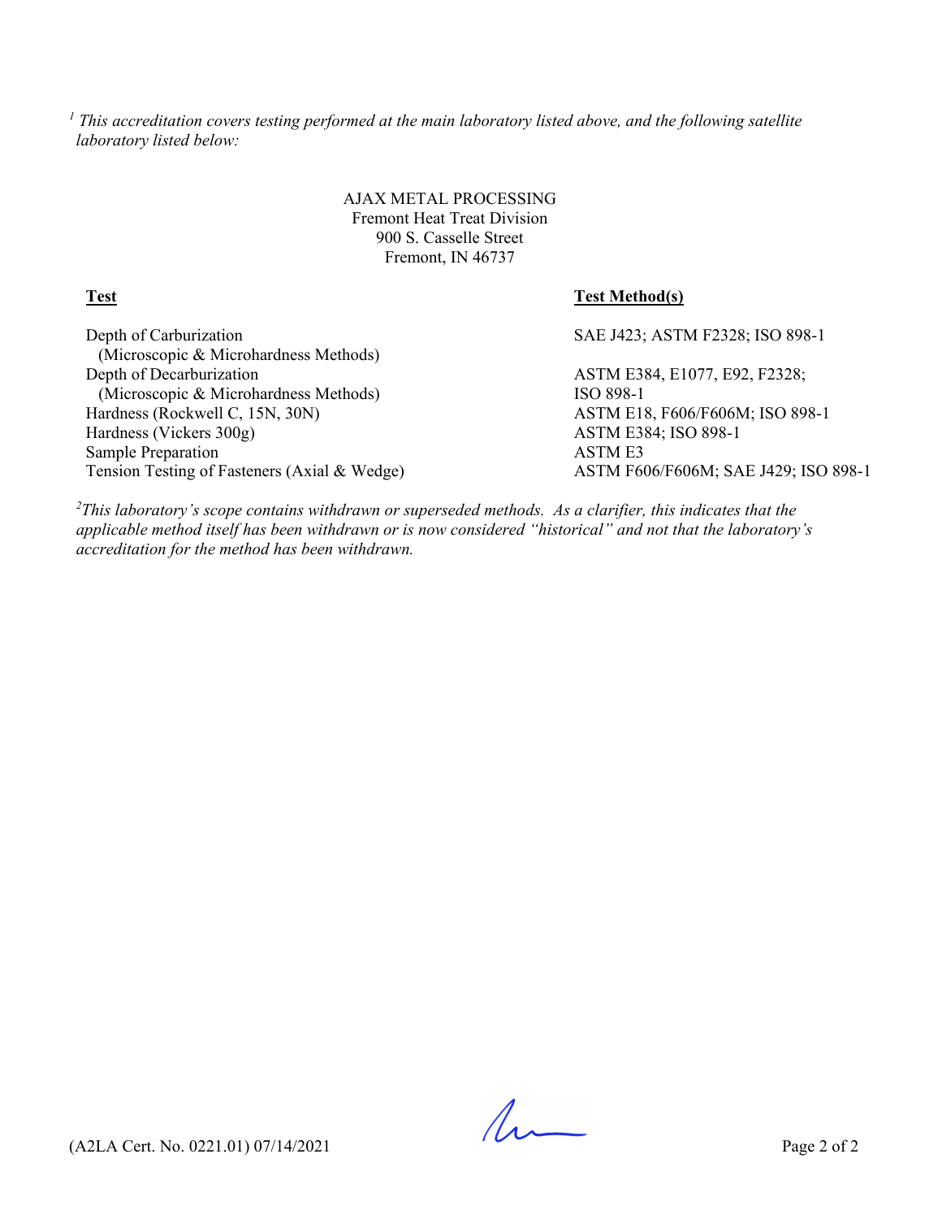[1] *This accreditation covers testing performed at the main laboratory listed above, and the following satellite laboratory listed below:*

AJAX METAL PROCESSING
Fremont Heat Treat Division
900 S. Casselle Street
Fremont, IN 46737

| **Test** | **Test Method(s)** |
|---|---|
| Depth of Carburization (Microscopic & Microhardness Methods) | SAE J423; ASTM F2328; ISO 898-1 |
| Depth of Decarburization (Microscopic & Microhardness Methods) | ASTM E384, E1077, E92, F2328; ISO 898-1 |
| Hardness (Rockwell C, 15N, 30N) | ASTM E18, F606/F606M; ISO 898-1 |
| Hardness (Vickers 300g) | ASTM E384; ISO 898-1 |
| Sample Preparation | ASTM E3 |
| Tension Testing of Fasteners (Axial & Wedge) | ASTM F606/F606M; SAE J429; ISO 898-1 |

[2] *This laboratory's scope contains withdrawn or superseded methods. As a clarifier, this indicates that the applicable method itself has been withdrawn or is now considered "historical" and not that the laboratory's accreditation for the method has been withdrawn.*

(A2LA Cert. No. 0221.01) 07/14/2021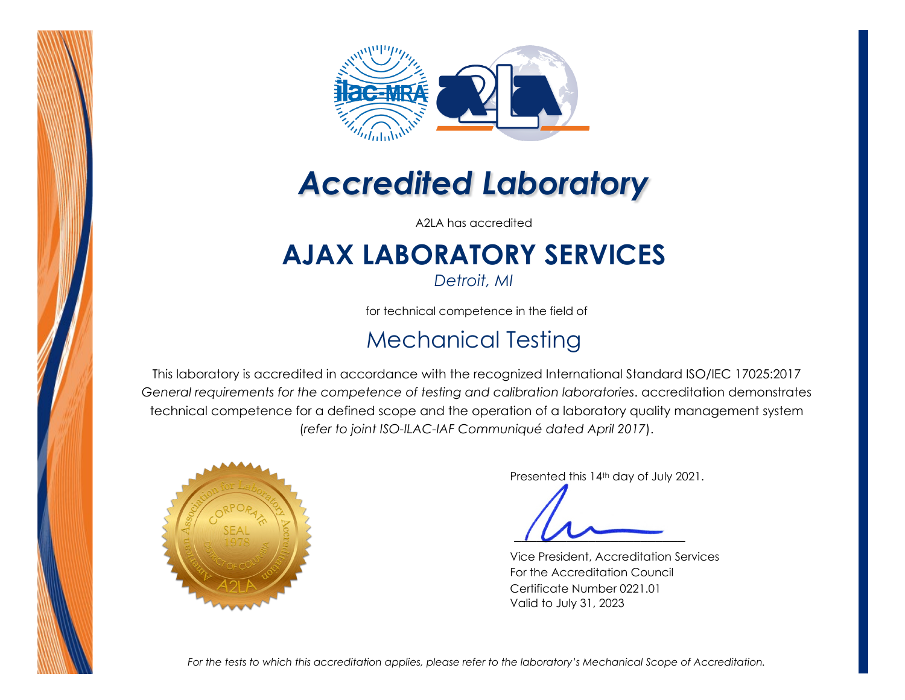# *Accredited Laboratory*

A2LA has accredited

## AJAX LABORATORY SERVICES

*Detroit, MI*

for technical competence in the field of

## Mechanical Testing

This laboratory is accredited in accordance with the recognized International Standard ISO/IEC 17025:2017 *General requirements for the competence of testing and calibration laboratories*. accreditation demonstrates technical competence for a defined scope and the operation of a laboratory quality management system (*refer to joint ISO-ILAC-IAF Communiqué dated April 2017*).

Presented this 14th day of July 2021.

Vice President, Accreditation Services
For the Accreditation Council
Certificate Number 0221.01
Valid to July 31, 2023

*For the tests to which this accreditation applies, please refer to the laboratory's Mechanical Scope of Accreditation.*